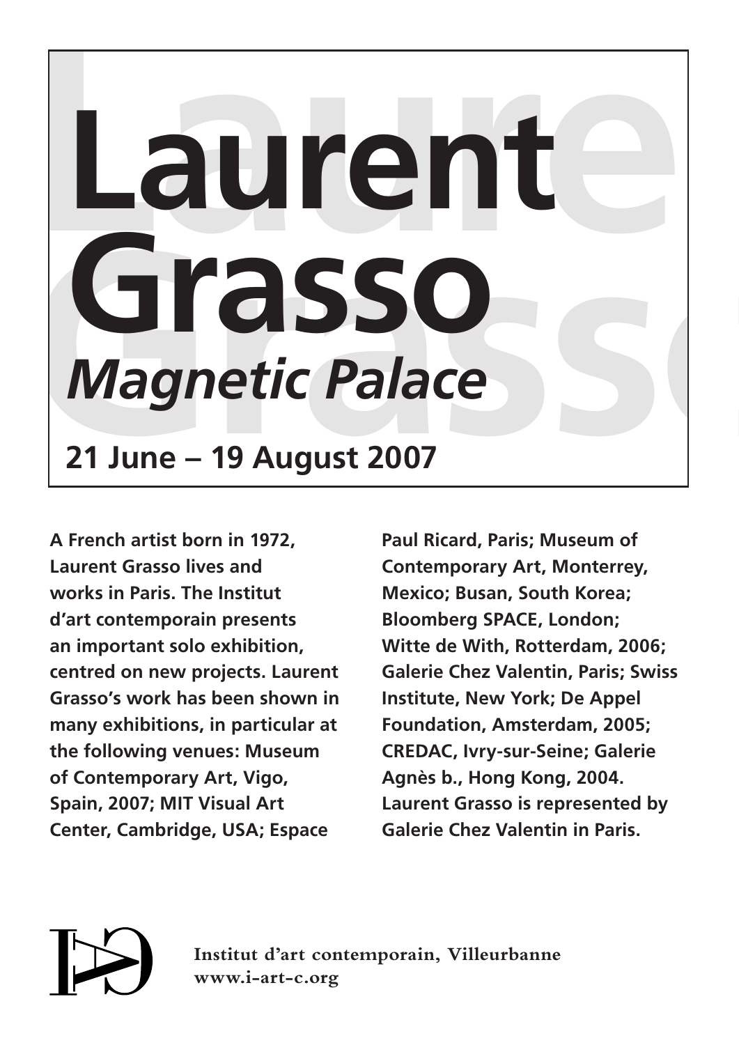# Laurent Grasso

## *Magnetic Palace*

### 21 June – 19 August 2007

**A French artist born in 1972, Laurent Grasso lives and works in Paris. The Institut d'art contemporain presents an important solo exhibition, centred on new projects. Laurent Grasso's work has been shown in many exhibitions, in particular at the following venues: Museum of Contemporary Art, Vigo, Spain, 2007; MIT Visual Art Center, Cambridge, USA; Espace Paul Ricard, Paris; Museum of Contemporary Art, Monterrey, Mexico; Busan, South Korea; Bloomberg SPACE, London; Witte de With, Rotterdam, 2006; Galerie Chez Valentin, Paris; Swiss Institute, New York; De Appel Foundation, Amsterdam, 2005; CREDAC, Ivry-sur-Seine; Galerie Agnès b., Hong Kong, 2004. Laurent Grasso is represented by Galerie Chez Valentin in Paris.**

**Institut d'art contemporain, Villeurbanne**
**www.i-art-c.org**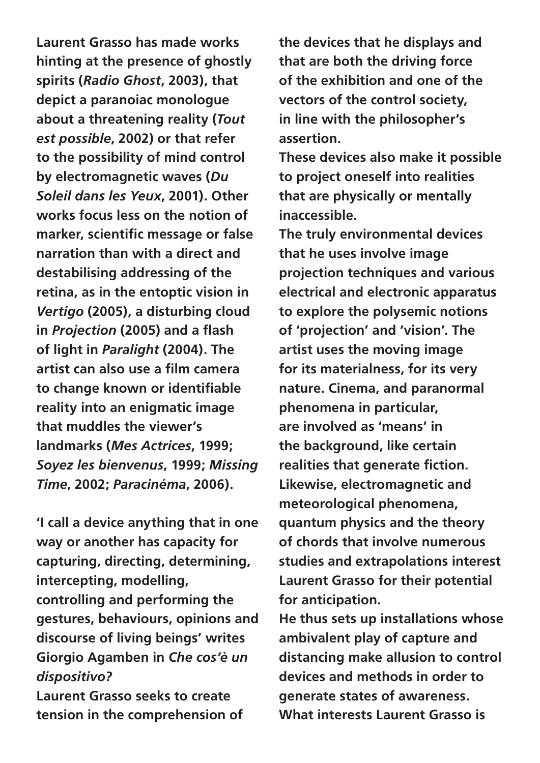**Laurent Grasso has made works hinting at the presence of ghostly spirits (*Radio Ghost*, 2003), that depict a paranoiac monologue about a threatening reality (*Tout est possible*, 2002) or that refer to the possibility of mind control by electromagnetic waves (*Du Soleil dans les Yeux*, 2001). Other works focus less on the notion of marker, scientific message or false narration than with a direct and destabilising addressing of the retina, as in the entoptic vision in *Vertigo* (2005), a disturbing cloud in *Projection* (2005) and a flash of light in *Paralight* (2004). The artist can also use a film camera to change known or identifiable reality into an enigmatic image that muddles the viewer's landmarks (*Mes Actrices*, 1999; *Soyez les bienvenus*, 1999; *Missing Time*, 2002; *Paracinéma*, 2006).**

**'I call a device anything that in one way or another has capacity for capturing, directing, determining, intercepting, modelling, controlling and performing the gestures, behaviours, opinions and discourse of living beings' writes Giorgio Agamben in *Che cos'è un dispositivo?***

**Laurent Grasso seeks to create tension in the comprehension of the devices that he displays and that are both the driving force of the exhibition and one of the vectors of the control society, in line with the philosopher's assertion.**

**These devices also make it possible to project oneself into realities that are physically or mentally inaccessible.**

**The truly environmental devices that he uses involve image projection techniques and various electrical and electronic apparatus to explore the polysemic notions of 'projection' and 'vision'. The artist uses the moving image for its materialness, for its very nature. Cinema, and paranormal phenomena in particular, are involved as 'means' in the background, like certain realities that generate fiction. Likewise, electromagnetic and meteorological phenomena, quantum physics and the theory of chords that involve numerous studies and extrapolations interest Laurent Grasso for their potential for anticipation.**

**He thus sets up installations whose ambivalent play of capture and distancing make allusion to control devices and methods in order to generate states of awareness.**

**What interests Laurent Grasso is**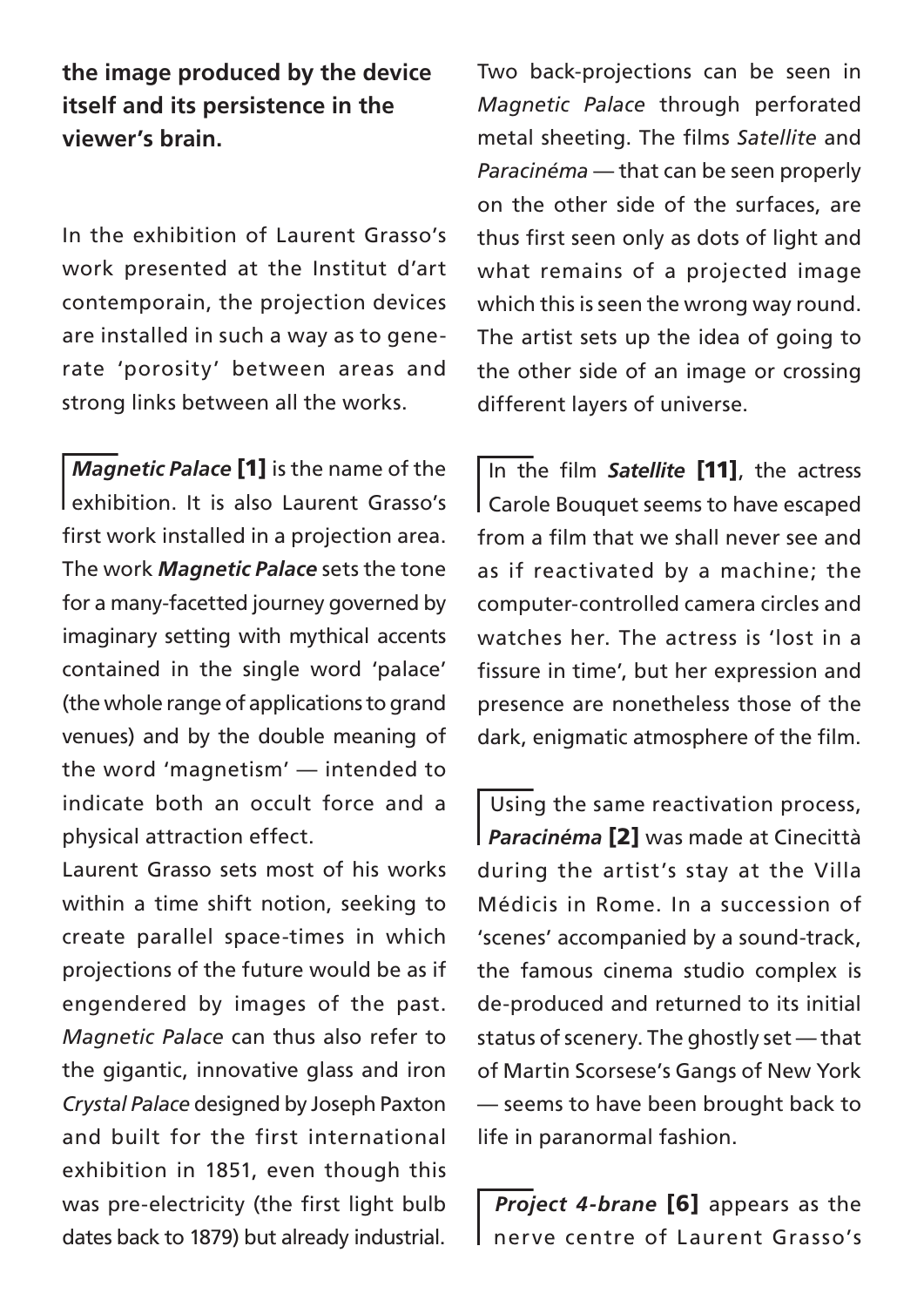**the image produced by the device itself and its persistence in the viewer's brain.**

In the exhibition of Laurent Grasso's work presented at the Institut d'art contemporain, the projection devices are installed in such a way as to generate 'porosity' between areas and strong links between all the works.

***Magnetic Palace*** **[1]** is the name of the exhibition. It is also Laurent Grasso's first work installed in a projection area. The work ***Magnetic Palace*** sets the tone for a many-facetted journey governed by imaginary setting with mythical accents contained in the single word 'palace' (the whole range of applications to grand venues) and by the double meaning of the word 'magnetism' — intended to indicate both an occult force and a physical attraction effect.

Laurent Grasso sets most of his works within a time shift notion, seeking to create parallel space-times in which projections of the future would be as if engendered by images of the past. *Magnetic Palace* can thus also refer to the gigantic, innovative glass and iron *Crystal Palace* designed by Joseph Paxton and built for the first international exhibition in 1851, even though this was pre-electricity (the first light bulb dates back to 1879) but already industrial.

Two back-projections can be seen in *Magnetic Palace* through perforated metal sheeting. The films *Satellite* and *Paracinéma* — that can be seen properly on the other side of the surfaces, are thus first seen only as dots of light and what remains of a projected image which this is seen the wrong way round. The artist sets up the idea of going to the other side of an image or crossing different layers of universe.

In the film ***Satellite*** **[11]**, the actress Carole Bouquet seems to have escaped from a film that we shall never see and as if reactivated by a machine; the computer-controlled camera circles and watches her. The actress is 'lost in a fissure in time', but her expression and presence are nonetheless those of the dark, enigmatic atmosphere of the film.

Using the same reactivation process, ***Paracinéma*** **[2]** was made at Cinecittà during the artist's stay at the Villa Médicis in Rome. In a succession of 'scenes' accompanied by a sound-track, the famous cinema studio complex is de-produced and returned to its initial status of scenery. The ghostly set — that of Martin Scorsese's Gangs of New York — seems to have been brought back to life in paranormal fashion.

***Project 4-brane*** **[6]** appears as the nerve centre of Laurent Grasso's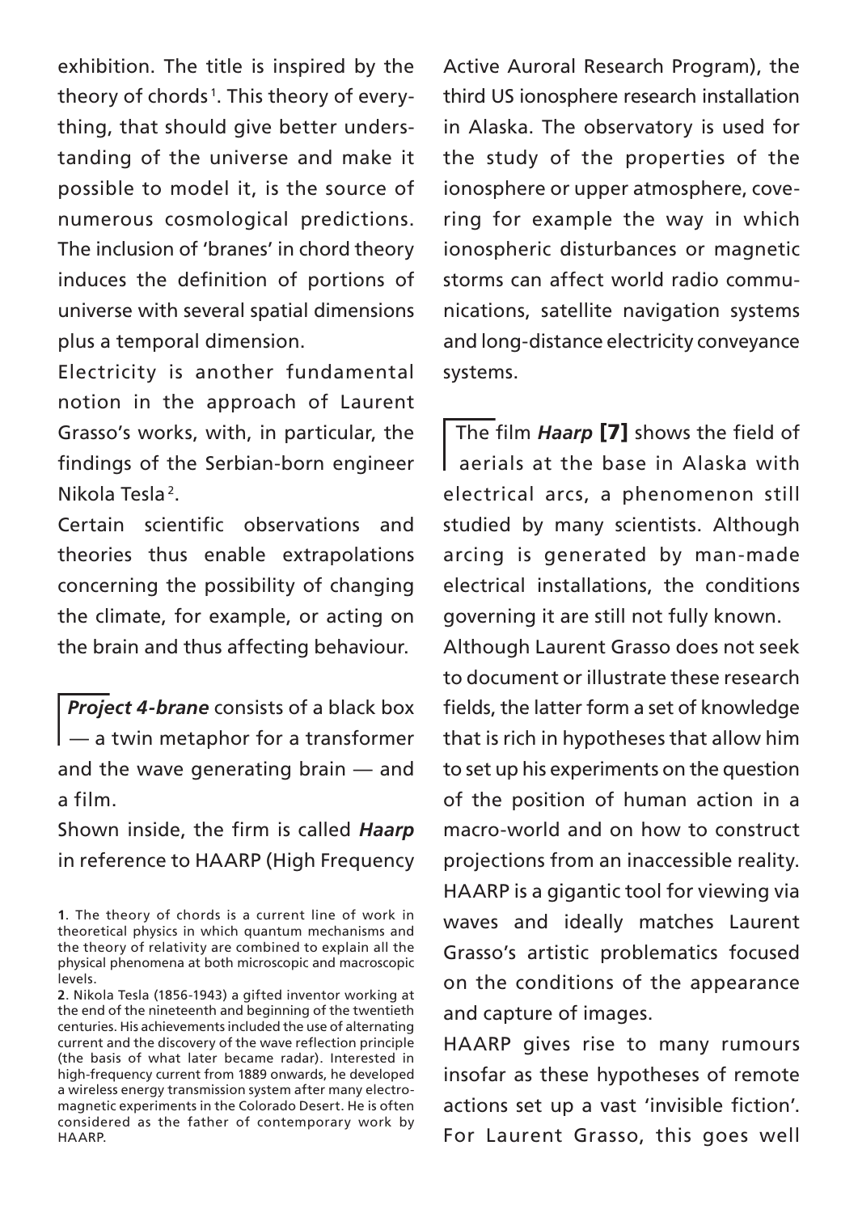exhibition. The title is inspired by the theory of chords[1]. This theory of everything, that should give better understanding of the universe and make it possible to model it, is the source of numerous cosmological predictions. The inclusion of 'branes' in chord theory induces the definition of portions of universe with several spatial dimensions plus a temporal dimension.

Electricity is another fundamental notion in the approach of Laurent Grasso's works, with, in particular, the findings of the Serbian-born engineer Nikola Tesla[2].

Certain scientific observations and theories thus enable extrapolations concerning the possibility of changing the climate, for example, or acting on the brain and thus affecting behaviour.

***Project 4-brane*** consists of a black box — a twin metaphor for a transformer and the wave generating brain — and a film.

Shown inside, the firm is called ***Haarp*** in reference to HAARP (High Frequency Active Auroral Research Program), the third US ionosphere research installation in Alaska. The observatory is used for the study of the properties of the ionosphere or upper atmosphere, covering for example the way in which ionospheric disturbances or magnetic storms can affect world radio communications, satellite navigation systems and long-distance electricity conveyance systems.

The film ***Haarp*** **[7]** shows the field of aerials at the base in Alaska with electrical arcs, a phenomenon still studied by many scientists. Although arcing is generated by man-made electrical installations, the conditions governing it are still not fully known.

Although Laurent Grasso does not seek to document or illustrate these research fields, the latter form a set of knowledge that is rich in hypotheses that allow him to set up his experiments on the question of the position of human action in a macro-world and on how to construct projections from an inaccessible reality. HAARP is a gigantic tool for viewing via waves and ideally matches Laurent Grasso's artistic problematics focused on the conditions of the appearance and capture of images.

HAARP gives rise to many rumours insofar as these hypotheses of remote actions set up a vast 'invisible fiction'. For Laurent Grasso, this goes well

**1**. The theory of chords is a current line of work in theoretical physics in which quantum mechanisms and the theory of relativity are combined to explain all the physical phenomena at both microscopic and macroscopic levels.

**2**. Nikola Tesla (1856-1943) a gifted inventor working at the end of the nineteenth and beginning of the twentieth centuries. His achievements included the use of alternating current and the discovery of the wave reflection principle (the basis of what later became radar). Interested in high-frequency current from 1889 onwards, he developed a wireless energy transmission system after many electromagnetic experiments in the Colorado Desert. He is often considered as the father of contemporary work by HAARP.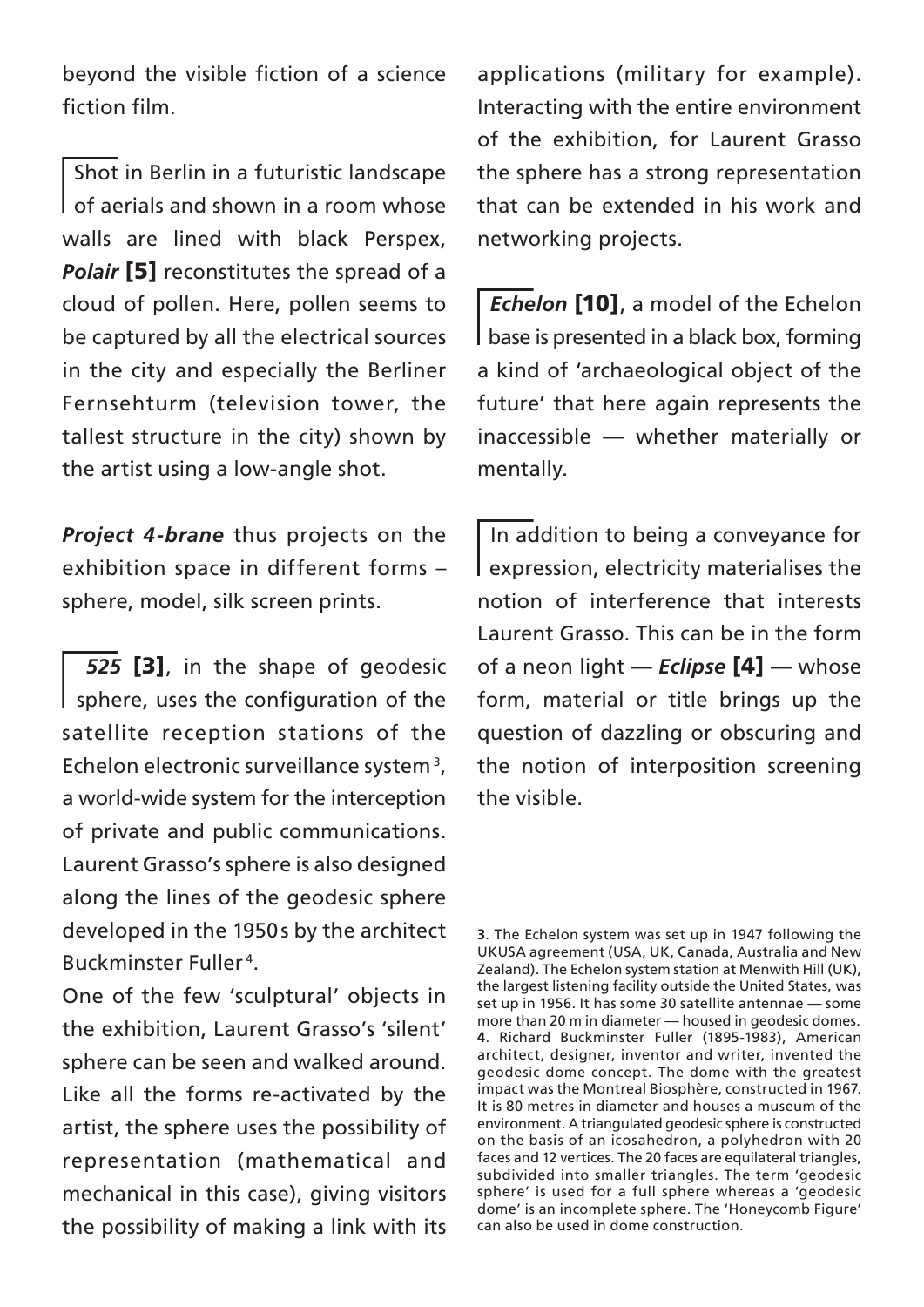beyond the visible fiction of a science fiction film.

Shot in Berlin in a futuristic landscape of aerials and shown in a room whose walls are lined with black Perspex, ***Polair*** **[5]** reconstitutes the spread of a cloud of pollen. Here, pollen seems to be captured by all the electrical sources in the city and especially the Berliner Fernsehturm (television tower, the tallest structure in the city) shown by the artist using a low-angle shot.

***Project 4-brane*** thus projects on the exhibition space in different forms – sphere, model, silk screen prints.

***525*** **[3]**, in the shape of geodesic sphere, uses the configuration of the satellite reception stations of the Echelon electronic surveillance system[3], a world-wide system for the interception of private and public communications. Laurent Grasso's sphere is also designed along the lines of the geodesic sphere developed in the 1950s by the architect Buckminster Fuller[4].

One of the few 'sculptural' objects in the exhibition, Laurent Grasso's 'silent' sphere can be seen and walked around. Like all the forms re-activated by the artist, the sphere uses the possibility of representation (mathematical and mechanical in this case), giving visitors the possibility of making a link with its applications (military for example). Interacting with the entire environment of the exhibition, for Laurent Grasso the sphere has a strong representation that can be extended in his work and networking projects.

***Echelon*** **[10]**, a model of the Echelon base is presented in a black box, forming a kind of 'archaeological object of the future' that here again represents the inaccessible — whether materially or mentally.

In addition to being a conveyance for expression, electricity materialises the notion of interference that interests Laurent Grasso. This can be in the form of a neon light — ***Eclipse*** **[4]** — whose form, material or title brings up the question of dazzling or obscuring and the notion of interposition screening the visible.

**3**. The Echelon system was set up in 1947 following the UKUSA agreement (USA, UK, Canada, Australia and New Zealand). The Echelon system station at Menwith Hill (UK), the largest listening facility outside the United States, was set up in 1956. It has some 30 satellite antennae — some more than 20 m in diameter — housed in geodesic domes.
**4**. Richard Buckminster Fuller (1895-1983), American architect, designer, inventor and writer, invented the geodesic dome concept. The dome with the greatest impact was the Montreal Biosphère, constructed in 1967. It is 80 metres in diameter and houses a museum of the environment. A triangulated geodesic sphere is constructed on the basis of an icosahedron, a polyhedron with 20 faces and 12 vertices. The 20 faces are equilateral triangles, subdivided into smaller triangles. The term 'geodesic sphere' is used for a full sphere whereas a 'geodesic dome' is an incomplete sphere. The 'Honeycomb Figure' can also be used in dome construction.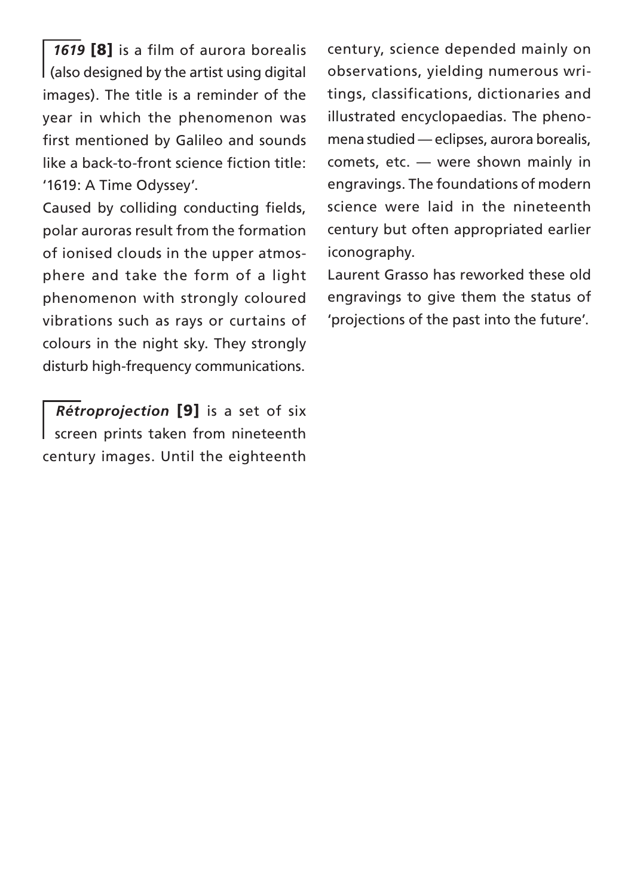***1619*** **[8]** is a film of aurora borealis (also designed by the artist using digital images). The title is a reminder of the year in which the phenomenon was first mentioned by Galileo and sounds like a back-to-front science fiction title: '1619: A Time Odyssey'.

Caused by colliding conducting fields, polar auroras result from the formation of ionised clouds in the upper atmosphere and take the form of a light phenomenon with strongly coloured vibrations such as rays or curtains of colours in the night sky. They strongly disturb high-frequency communications.

***Rétroprojection*** **[9]** is a set of six screen prints taken from nineteenth century images. Until the eighteenth century, science depended mainly on observations, yielding numerous writings, classifications, dictionaries and illustrated encyclopaedias. The phenomena studied — eclipses, aurora borealis, comets, etc. — were shown mainly in engravings. The foundations of modern science were laid in the nineteenth century but often appropriated earlier iconography.

Laurent Grasso has reworked these old engravings to give them the status of 'projections of the past into the future'.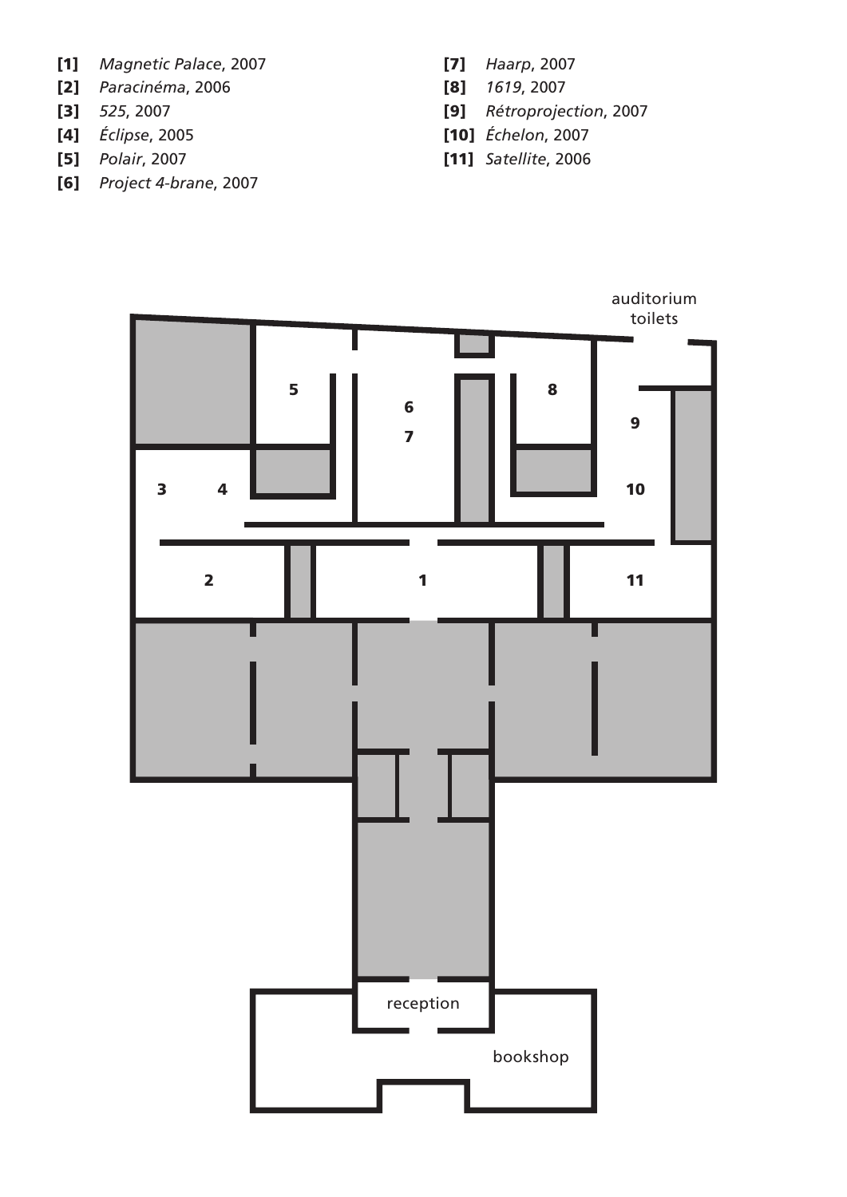[1] *Magnetic Palace*, 2007
[2] *Paracinéma*, 2006
[3] *525*, 2007
[4] *Éclipse*, 2005
[5] *Polair*, 2007
[6] *Project 4-brane*, 2007
[7] *Haarp*, 2007
[8] *1619*, 2007
[9] *Rétroprojection*, 2007
[10] *Échelon*, 2007
[11] *Satellite*, 2006

auditorium
toilets

5 6 7 8 9

3 4 10

2 1 11

reception

bookshop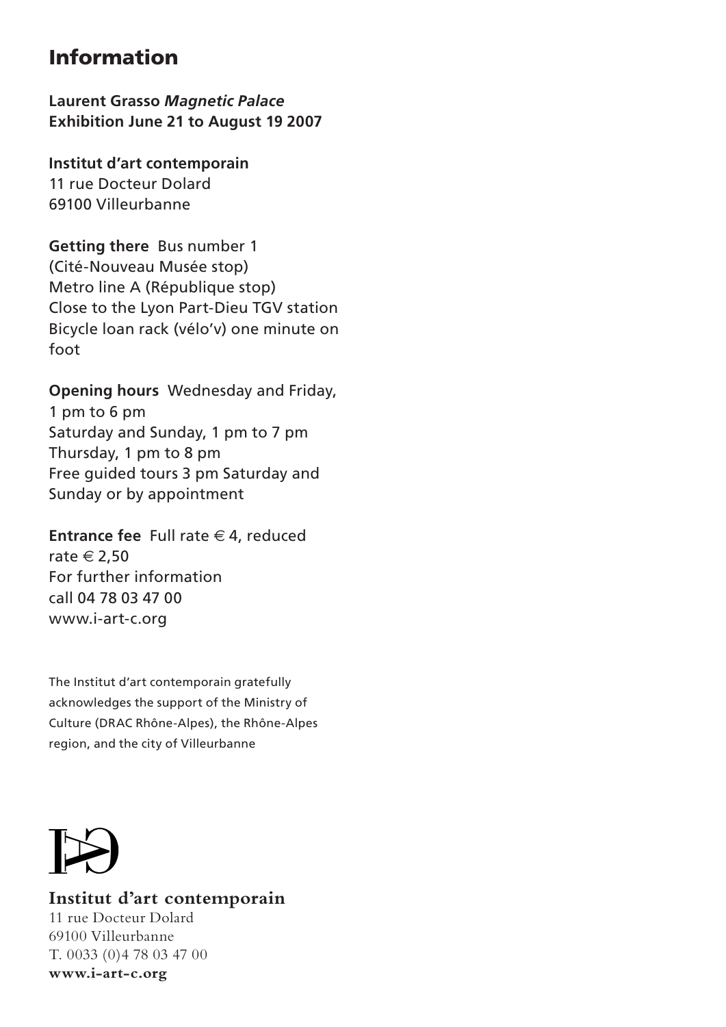# Information

**Laurent Grasso *Magnetic Palace***
**Exhibition June 21 to August 19 2007**

**Institut d'art contemporain**
11 rue Docteur Dolard
69100 Villeurbanne

**Getting there** Bus number 1
(Cité-Nouveau Musée stop)
Metro line A (République stop)
Close to the Lyon Part-Dieu TGV station
Bicycle loan rack (vélo'v) one minute on foot

**Opening hours** Wednesday and Friday, 1 pm to 6 pm
Saturday and Sunday, 1 pm to 7 pm
Thursday, 1 pm to 8 pm
Free guided tours 3 pm Saturday and Sunday or by appointment

**Entrance fee** Full rate € 4, reduced rate € 2,50
For further information
call 04 78 03 47 00
www.i-art-c.org

The Institut d'art contemporain gratefully acknowledges the support of the Ministry of Culture (DRAC Rhône-Alpes), the Rhône-Alpes region, and the city of Villeurbanne

**Institut d'art contemporain**
11 rue Docteur Dolard
69100 Villeurbanne
T. 0033 (0)4 78 03 47 00
**www.i-art-c.org**